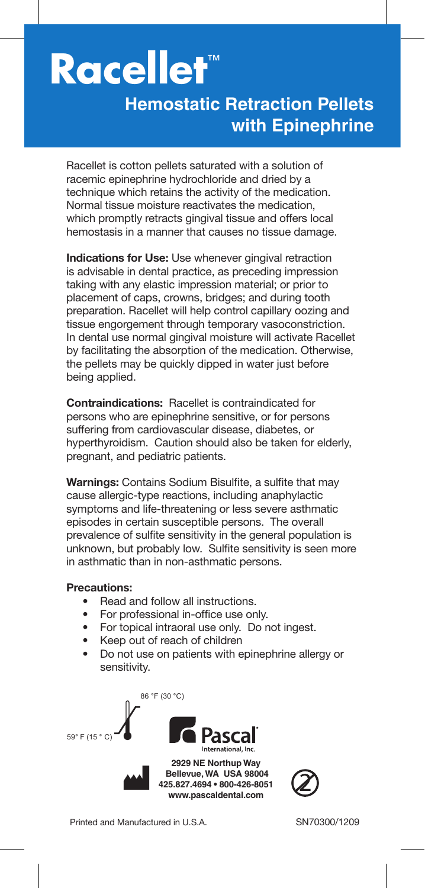# Racellet™

## Hemostatic Retraction Pellets with Epinephrine

Racellet is cotton pellets saturated with a solution of racemic epinephrine hydrochloride and dried by a technique which retains the activity of the medication. Normal tissue moisture reactivates the medication, which promptly retracts gingival tissue and offers local hemostasis in a manner that causes no tissue damage.

**Indications for Use:** Use whenever gingival retraction is advisable in dental practice, as preceding impression taking with any elastic impression material; or prior to placement of caps, crowns, bridges; and during tooth preparation. Racellet will help control capillary oozing and tissue engorgement through temporary vasoconstriction. In dental use normal gingival moisture will activate Racellet by facilitating the absorption of the medication. Otherwise, the pellets may be quickly dipped in water just before being applied.

**Contraindications:** Racellet is contraindicated for persons who are epinephrine sensitive, or for persons suffering from cardiovascular disease, diabetes, or hyperthyroidism. Caution should also be taken for elderly, pregnant, and pediatric patients.

**Warnings:** Contains Sodium Bisulfite, a sulfite that may cause allergic-type reactions, including anaphylactic symptoms and life-threatening or less severe asthmatic episodes in certain susceptible persons. The overall prevalence of sulfite sensitivity in the general population is unknown, but probably low. Sulfite sensitivity is seen more in asthmatic than in non-asthmatic persons.

**Precautions:**

- Read and follow all instructions.
- For professional in-office use only.
- For topical intraoral use only. Do not ingest.
- Keep out of reach of children
- Do not use on patients with epinephrine allergy or sensitivity.

59° F (15 ° C) – 86 °F (30 °C)

Pascal International, Inc.

**2929 NE Northup Way**
**Bellevue, WA USA 98004**
**425.827.4694 • 800-426-8051**
**www.pascaldental.com**

Printed and Manufactured in U.S.A.

SN70300/1209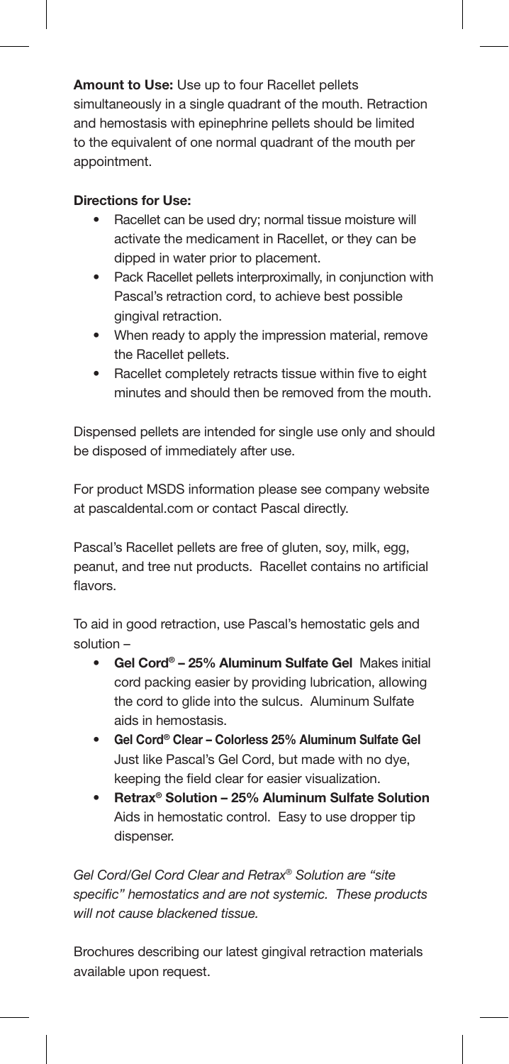**Amount to Use:** Use up to four Racellet pellets simultaneously in a single quadrant of the mouth. Retraction and hemostasis with epinephrine pellets should be limited to the equivalent of one normal quadrant of the mouth per appointment.

**Directions for Use:**

- Racellet can be used dry; normal tissue moisture will activate the medicament in Racellet, or they can be dipped in water prior to placement.
- Pack Racellet pellets interproximally, in conjunction with Pascal's retraction cord, to achieve best possible gingival retraction.
- When ready to apply the impression material, remove the Racellet pellets.
- Racellet completely retracts tissue within five to eight minutes and should then be removed from the mouth.

Dispensed pellets are intended for single use only and should be disposed of immediately after use.

For product MSDS information please see company website at pascaldental.com or contact Pascal directly.

Pascal's Racellet pellets are free of gluten, soy, milk, egg, peanut, and tree nut products. Racellet contains no artificial flavors.

To aid in good retraction, use Pascal's hemostatic gels and solution –

- **Gel Cord® – 25% Aluminum Sulfate Gel** Makes initial cord packing easier by providing lubrication, allowing the cord to glide into the sulcus. Aluminum Sulfate aids in hemostasis.
- **Gel Cord® Clear – Colorless 25% Aluminum Sulfate Gel** Just like Pascal's Gel Cord, but made with no dye, keeping the field clear for easier visualization.
- **Retrax® Solution – 25% Aluminum Sulfate Solution** Aids in hemostatic control. Easy to use dropper tip dispenser.

*Gel Cord/Gel Cord Clear and Retrax® Solution are "site specific" hemostatics and are not systemic. These products will not cause blackened tissue.*

Brochures describing our latest gingival retraction materials available upon request.